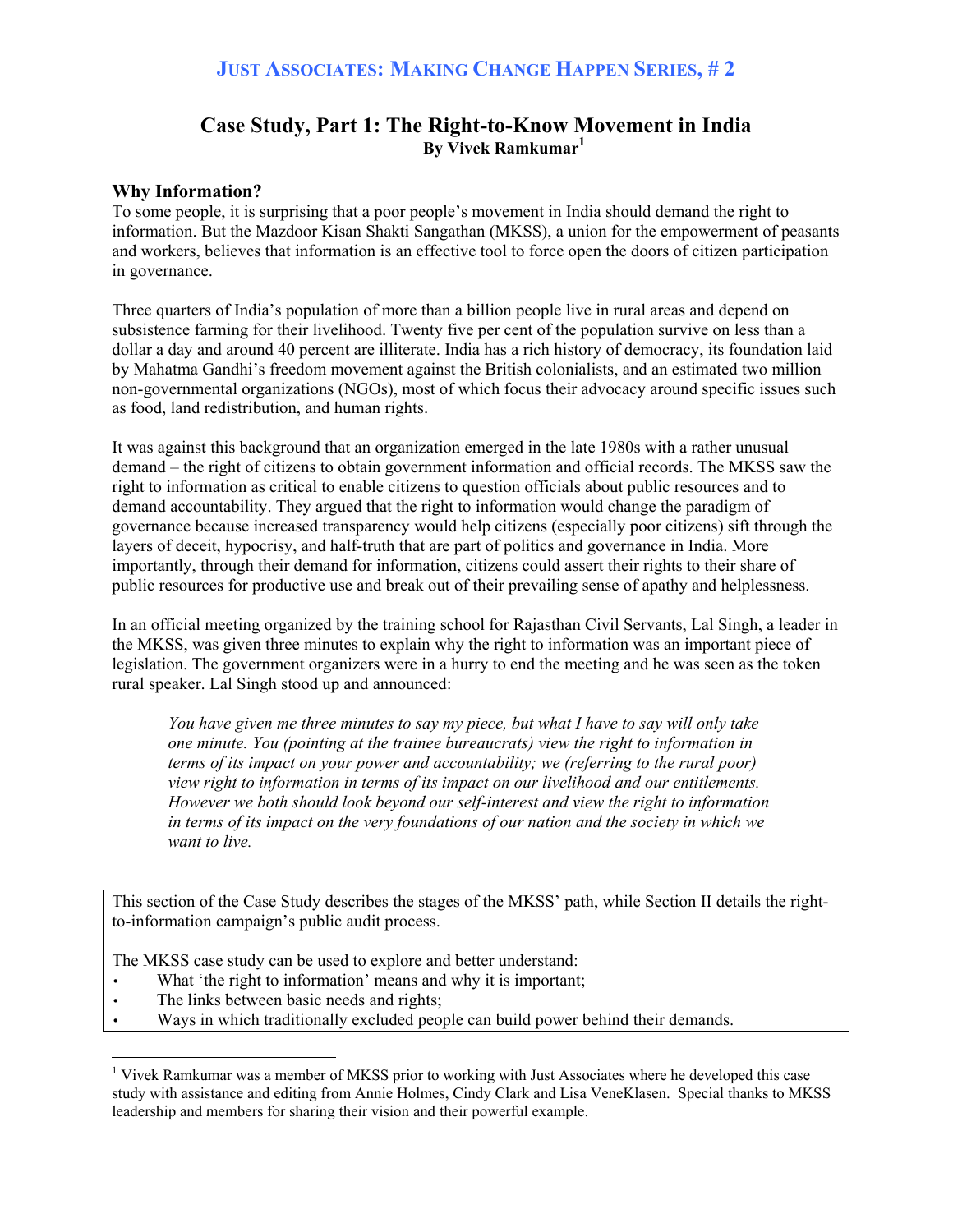## JUST ASSOCIATES: MAKING CHANGE HAPPEN SERIES, # 2

# Case Study, Part 1: The Right-to-Know Movement in India

**By Vivek Ramkumar[1]**

### Why Information?

To some people, it is surprising that a poor people's movement in India should demand the right to information. But the Mazdoor Kisan Shakti Sangathan (MKSS), a union for the empowerment of peasants and workers, believes that information is an effective tool to force open the doors of citizen participation in governance.

Three quarters of India's population of more than a billion people live in rural areas and depend on subsistence farming for their livelihood. Twenty five per cent of the population survive on less than a dollar a day and around 40 percent are illiterate. India has a rich history of democracy, its foundation laid by Mahatma Gandhi's freedom movement against the British colonialists, and an estimated two million non-governmental organizations (NGOs), most of which focus their advocacy around specific issues such as food, land redistribution, and human rights.

It was against this background that an organization emerged in the late 1980s with a rather unusual demand – the right of citizens to obtain government information and official records. The MKSS saw the right to information as critical to enable citizens to question officials about public resources and to demand accountability. They argued that the right to information would change the paradigm of governance because increased transparency would help citizens (especially poor citizens) sift through the layers of deceit, hypocrisy, and half-truth that are part of politics and governance in India. More importantly, through their demand for information, citizens could assert their rights to their share of public resources for productive use and break out of their prevailing sense of apathy and helplessness.

In an official meeting organized by the training school for Rajasthan Civil Servants, Lal Singh, a leader in the MKSS, was given three minutes to explain why the right to information was an important piece of legislation. The government organizers were in a hurry to end the meeting and he was seen as the token rural speaker. Lal Singh stood up and announced:

> *You have given me three minutes to say my piece, but what I have to say will only take one minute. You (pointing at the trainee bureaucrats) view the right to information in terms of its impact on your power and accountability; we (referring to the rural poor) view right to information in terms of its impact on our livelihood and our entitlements. However we both should look beyond our self-interest and view the right to information in terms of its impact on the very foundations of our nation and the society in which we want to live.*

This section of the Case Study describes the stages of the MKSS' path, while Section II details the right-to-information campaign's public audit process.

The MKSS case study can be used to explore and better understand:

- What 'the right to information' means and why it is important;
- The links between basic needs and rights;
- Ways in which traditionally excluded people can build power behind their demands.

---

[1] Vivek Ramkumar was a member of MKSS prior to working with Just Associates where he developed this case study with assistance and editing from Annie Holmes, Cindy Clark and Lisa VeneKlasen. Special thanks to MKSS leadership and members for sharing their vision and their powerful example.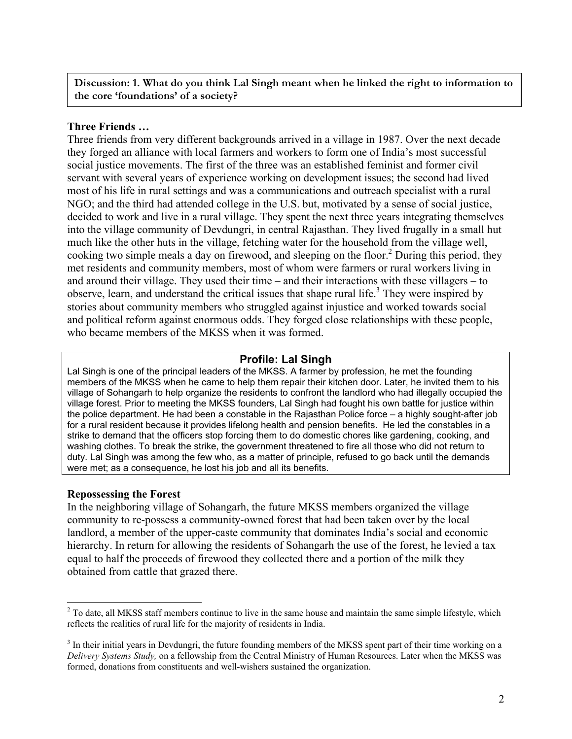**Discussion: 1. What do you think Lal Singh meant when he linked the right to information to the core 'foundations' of a society?**

### Three Friends …

Three friends from very different backgrounds arrived in a village in 1987. Over the next decade they forged an alliance with local farmers and workers to form one of India's most successful social justice movements. The first of the three was an established feminist and former civil servant with several years of experience working on development issues; the second had lived most of his life in rural settings and was a communications and outreach specialist with a rural NGO; and the third had attended college in the U.S. but, motivated by a sense of social justice, decided to work and live in a rural village. They spent the next three years integrating themselves into the village community of Devdungri, in central Rajasthan. They lived frugally in a small hut much like the other huts in the village, fetching water for the household from the village well, cooking two simple meals a day on firewood, and sleeping on the floor.[2] During this period, they met residents and community members, most of whom were farmers or rural workers living in and around their village. They used their time – and their interactions with these villagers – to observe, learn, and understand the critical issues that shape rural life.[3] They were inspired by stories about community members who struggled against injustice and worked towards social and political reform against enormous odds. They forged close relationships with these people, who became members of the MKSS when it was formed.

> **Profile: Lal Singh**
>
> Lal Singh is one of the principal leaders of the MKSS. A farmer by profession, he met the founding members of the MKSS when he came to help them repair their kitchen door. Later, he invited them to his village of Sohangarh to help organize the residents to confront the landlord who had illegally occupied the village forest. Prior to meeting the MKSS founders, Lal Singh had fought his own battle for justice within the police department. He had been a constable in the Rajasthan Police force – a highly sought-after job for a rural resident because it provides lifelong health and pension benefits. He led the constables in a strike to demand that the officers stop forcing them to do domestic chores like gardening, cooking, and washing clothes. To break the strike, the government threatened to fire all those who did not return to duty. Lal Singh was among the few who, as a matter of principle, refused to go back until the demands were met; as a consequence, he lost his job and all its benefits.

### Repossessing the Forest

In the neighboring village of Sohangarh, the future MKSS members organized the village community to re-possess a community-owned forest that had been taken over by the local landlord, a member of the upper-caste community that dominates India's social and economic hierarchy. In return for allowing the residents of Sohangarh the use of the forest, he levied a tax equal to half the proceeds of firewood they collected there and a portion of the milk they obtained from cattle that grazed there.

---

[2] To date, all MKSS staff members continue to live in the same house and maintain the same simple lifestyle, which reflects the realities of rural life for the majority of residents in India.

[3] In their initial years in Devdungri, the future founding members of the MKSS spent part of their time working on a *Delivery Systems Study,* on a fellowship from the Central Ministry of Human Resources. Later when the MKSS was formed, donations from constituents and well-wishers sustained the organization.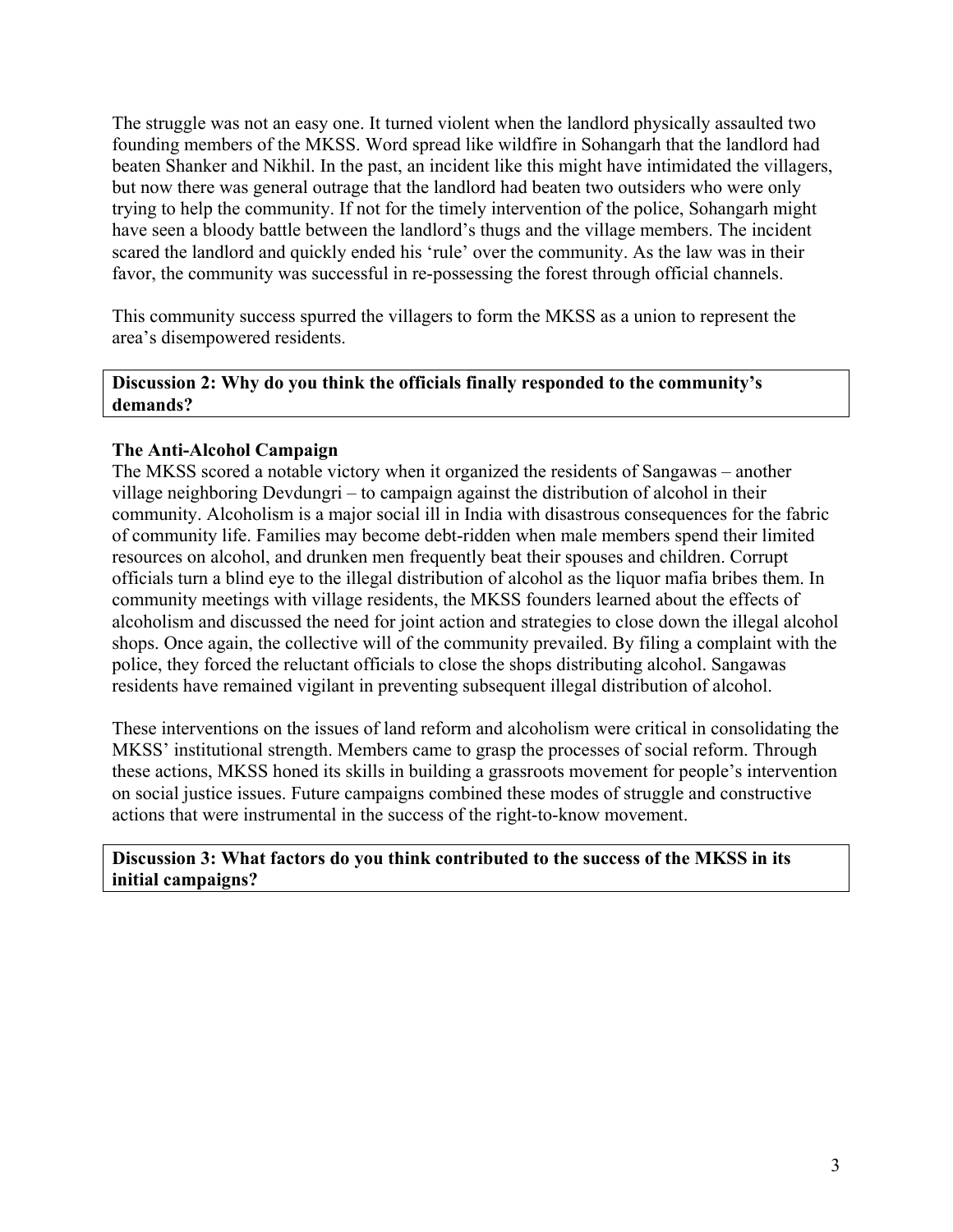The struggle was not an easy one. It turned violent when the landlord physically assaulted two founding members of the MKSS. Word spread like wildfire in Sohangarh that the landlord had beaten Shanker and Nikhil. In the past, an incident like this might have intimidated the villagers, but now there was general outrage that the landlord had beaten two outsiders who were only trying to help the community. If not for the timely intervention of the police, Sohangarh might have seen a bloody battle between the landlord's thugs and the village members. The incident scared the landlord and quickly ended his 'rule' over the community. As the law was in their favor, the community was successful in re-possessing the forest through official channels.

This community success spurred the villagers to form the MKSS as a union to represent the area's disempowered residents.

**Discussion 2: Why do you think the officials finally responded to the community's demands?**

**The Anti-Alcohol Campaign**

The MKSS scored a notable victory when it organized the residents of Sangawas – another village neighboring Devdungri – to campaign against the distribution of alcohol in their community. Alcoholism is a major social ill in India with disastrous consequences for the fabric of community life. Families may become debt-ridden when male members spend their limited resources on alcohol, and drunken men frequently beat their spouses and children. Corrupt officials turn a blind eye to the illegal distribution of alcohol as the liquor mafia bribes them. In community meetings with village residents, the MKSS founders learned about the effects of alcoholism and discussed the need for joint action and strategies to close down the illegal alcohol shops. Once again, the collective will of the community prevailed. By filing a complaint with the police, they forced the reluctant officials to close the shops distributing alcohol. Sangawas residents have remained vigilant in preventing subsequent illegal distribution of alcohol.

These interventions on the issues of land reform and alcoholism were critical in consolidating the MKSS' institutional strength. Members came to grasp the processes of social reform. Through these actions, MKSS honed its skills in building a grassroots movement for people's intervention on social justice issues. Future campaigns combined these modes of struggle and constructive actions that were instrumental in the success of the right-to-know movement.

**Discussion 3: What factors do you think contributed to the success of the MKSS in its initial campaigns?**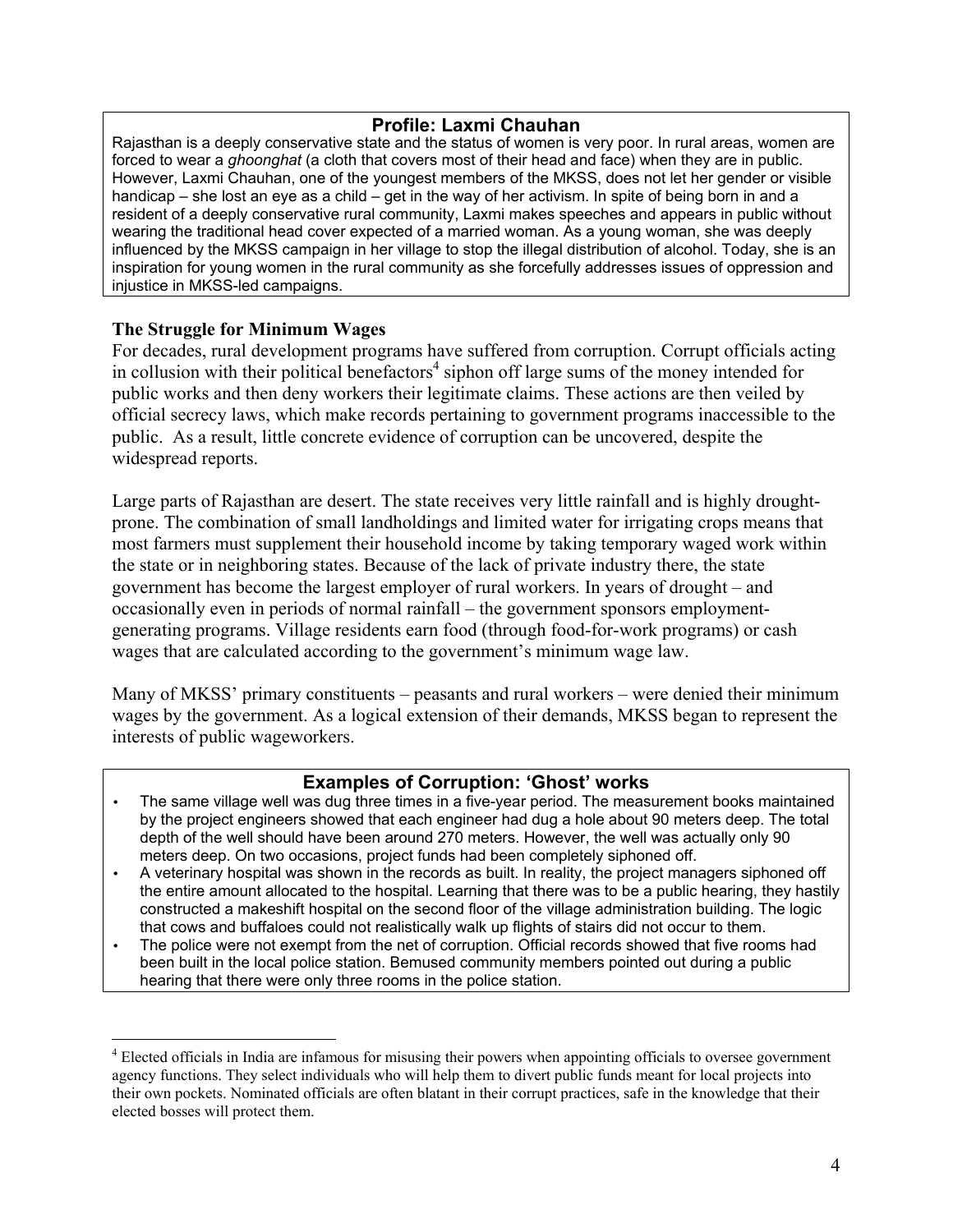### Profile: Laxmi Chauhan

Rajasthan is a deeply conservative state and the status of women is very poor. In rural areas, women are forced to wear a *ghoonghat* (a cloth that covers most of their head and face) when they are in public. However, Laxmi Chauhan, one of the youngest members of the MKSS, does not let her gender or visible handicap – she lost an eye as a child – get in the way of her activism. In spite of being born in and a resident of a deeply conservative rural community, Laxmi makes speeches and appears in public without wearing the traditional head cover expected of a married woman. As a young woman, she was deeply influenced by the MKSS campaign in her village to stop the illegal distribution of alcohol. Today, she is an inspiration for young women in the rural community as she forcefully addresses issues of oppression and injustice in MKSS-led campaigns.

### The Struggle for Minimum Wages

For decades, rural development programs have suffered from corruption. Corrupt officials acting in collusion with their political benefactors[4] siphon off large sums of the money intended for public works and then deny workers their legitimate claims. These actions are then veiled by official secrecy laws, which make records pertaining to government programs inaccessible to the public. As a result, little concrete evidence of corruption can be uncovered, despite the widespread reports.

Large parts of Rajasthan are desert. The state receives very little rainfall and is highly drought-prone. The combination of small landholdings and limited water for irrigating crops means that most farmers must supplement their household income by taking temporary waged work within the state or in neighboring states. Because of the lack of private industry there, the state government has become the largest employer of rural workers. In years of drought – and occasionally even in periods of normal rainfall – the government sponsors employment-generating programs. Village residents earn food (through food-for-work programs) or cash wages that are calculated according to the government's minimum wage law.

Many of MKSS' primary constituents – peasants and rural workers – were denied their minimum wages by the government. As a logical extension of their demands, MKSS began to represent the interests of public wageworkers.

### Examples of Corruption: 'Ghost' works

- The same village well was dug three times in a five-year period. The measurement books maintained by the project engineers showed that each engineer had dug a hole about 90 meters deep. The total depth of the well should have been around 270 meters. However, the well was actually only 90 meters deep. On two occasions, project funds had been completely siphoned off.
- A veterinary hospital was shown in the records as built. In reality, the project managers siphoned off the entire amount allocated to the hospital. Learning that there was to be a public hearing, they hastily constructed a makeshift hospital on the second floor of the village administration building. The logic that cows and buffaloes could not realistically walk up flights of stairs did not occur to them.
- The police were not exempt from the net of corruption. Official records showed that five rooms had been built in the local police station. Bemused community members pointed out during a public hearing that there were only three rooms in the police station.

---

[4] Elected officials in India are infamous for misusing their powers when appointing officials to oversee government agency functions. They select individuals who will help them to divert public funds meant for local projects into their own pockets. Nominated officials are often blatant in their corrupt practices, safe in the knowledge that their elected bosses will protect them.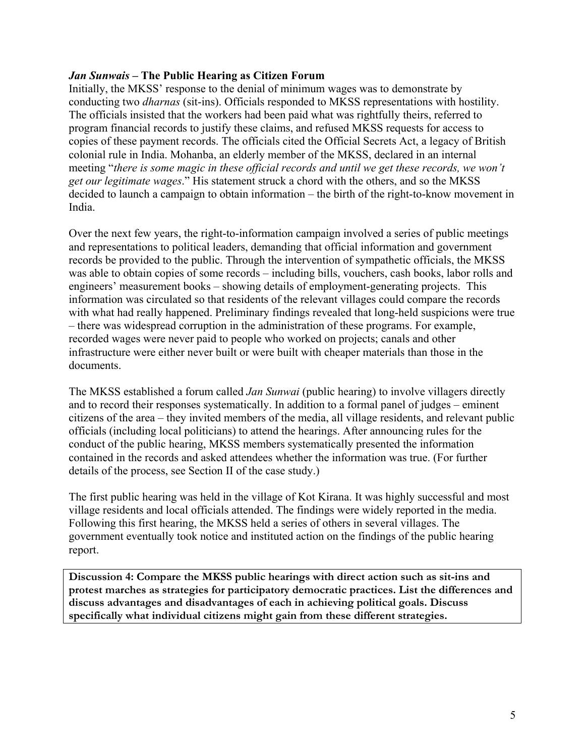### *Jan Sunwais* – The Public Hearing as Citizen Forum

Initially, the MKSS' response to the denial of minimum wages was to demonstrate by conducting two *dharnas* (sit-ins). Officials responded to MKSS representations with hostility. The officials insisted that the workers had been paid what was rightfully theirs, referred to program financial records to justify these claims, and refused MKSS requests for access to copies of these payment records. The officials cited the Official Secrets Act, a legacy of British colonial rule in India. Mohanba, an elderly member of the MKSS, declared in an internal meeting "*there is some magic in these official records and until we get these records, we won't get our legitimate wages*." His statement struck a chord with the others, and so the MKSS decided to launch a campaign to obtain information – the birth of the right-to-know movement in India.

Over the next few years, the right-to-information campaign involved a series of public meetings and representations to political leaders, demanding that official information and government records be provided to the public. Through the intervention of sympathetic officials, the MKSS was able to obtain copies of some records – including bills, vouchers, cash books, labor rolls and engineers' measurement books – showing details of employment-generating projects. This information was circulated so that residents of the relevant villages could compare the records with what had really happened. Preliminary findings revealed that long-held suspicions were true – there was widespread corruption in the administration of these programs. For example, recorded wages were never paid to people who worked on projects; canals and other infrastructure were either never built or were built with cheaper materials than those in the documents.

The MKSS established a forum called *Jan Sunwai* (public hearing) to involve villagers directly and to record their responses systematically. In addition to a formal panel of judges – eminent citizens of the area – they invited members of the media, all village residents, and relevant public officials (including local politicians) to attend the hearings. After announcing rules for the conduct of the public hearing, MKSS members systematically presented the information contained in the records and asked attendees whether the information was true. (For further details of the process, see Section II of the case study.)

The first public hearing was held in the village of Kot Kirana. It was highly successful and most village residents and local officials attended. The findings were widely reported in the media. Following this first hearing, the MKSS held a series of others in several villages. The government eventually took notice and instituted action on the findings of the public hearing report.

**Discussion 4: Compare the MKSS public hearings with direct action such as sit-ins and protest marches as strategies for participatory democratic practices. List the differences and discuss advantages and disadvantages of each in achieving political goals. Discuss specifically what individual citizens might gain from these different strategies.**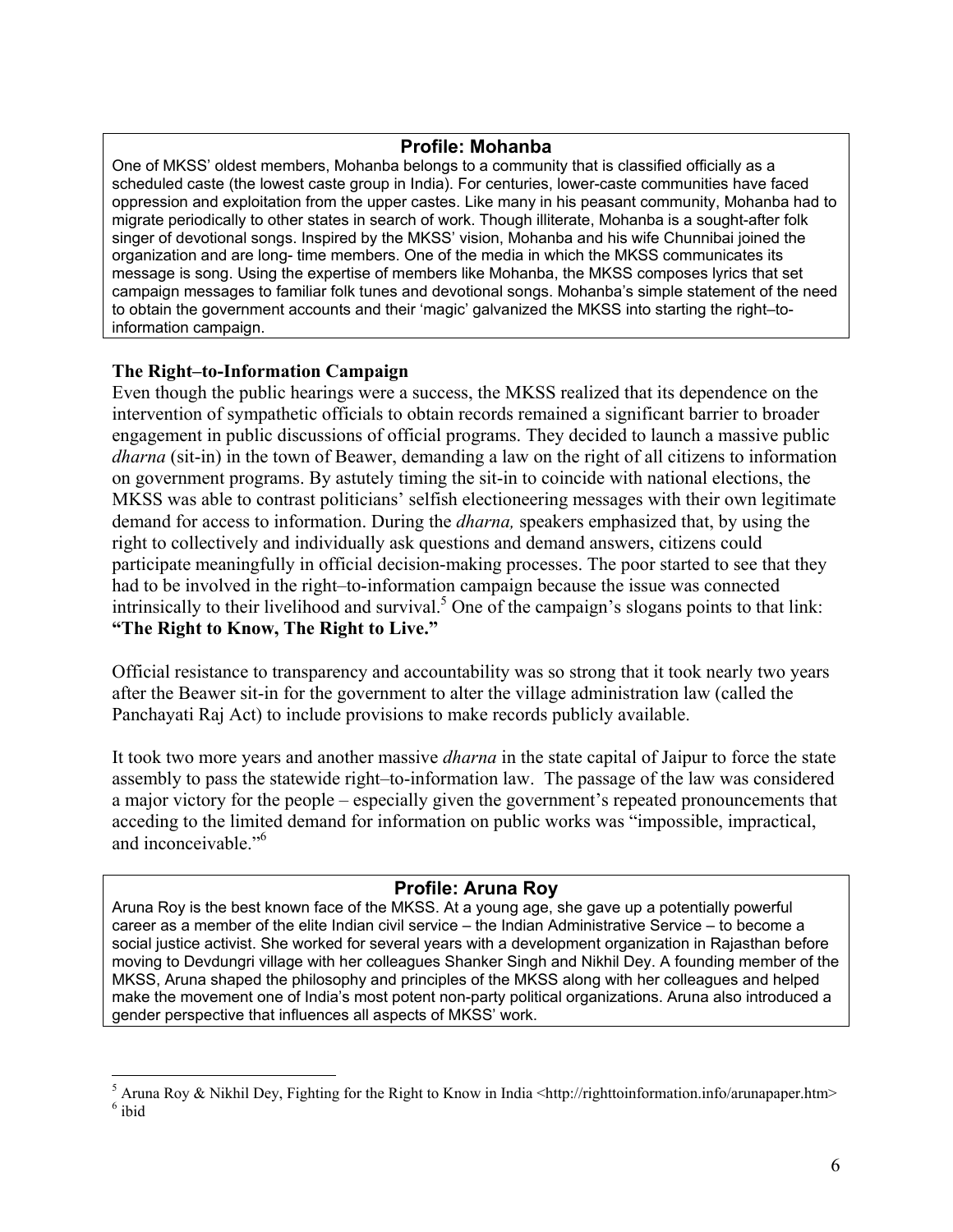### Profile: Mohanba

One of MKSS' oldest members, Mohanba belongs to a community that is classified officially as a scheduled caste (the lowest caste group in India). For centuries, lower-caste communities have faced oppression and exploitation from the upper castes. Like many in his peasant community, Mohanba had to migrate periodically to other states in search of work. Though illiterate, Mohanba is a sought-after folk singer of devotional songs. Inspired by the MKSS' vision, Mohanba and his wife Chunnibai joined the organization and are long- time members. One of the media in which the MKSS communicates its message is song. Using the expertise of members like Mohanba, the MKSS composes lyrics that set campaign messages to familiar folk tunes and devotional songs. Mohanba's simple statement of the need to obtain the government accounts and their 'magic' galvanized the MKSS into starting the right–to-information campaign.

### The Right–to-Information Campaign

Even though the public hearings were a success, the MKSS realized that its dependence on the intervention of sympathetic officials to obtain records remained a significant barrier to broader engagement in public discussions of official programs. They decided to launch a massive public *dharna* (sit-in) in the town of Beawer, demanding a law on the right of all citizens to information on government programs. By astutely timing the sit-in to coincide with national elections, the MKSS was able to contrast politicians' selfish electioneering messages with their own legitimate demand for access to information. During the *dharna,* speakers emphasized that, by using the right to collectively and individually ask questions and demand answers, citizens could participate meaningfully in official decision-making processes. The poor started to see that they had to be involved in the right–to-information campaign because the issue was connected intrinsically to their livelihood and survival.[5] One of the campaign's slogans points to that link: **"The Right to Know, The Right to Live."**

Official resistance to transparency and accountability was so strong that it took nearly two years after the Beawer sit-in for the government to alter the village administration law (called the Panchayati Raj Act) to include provisions to make records publicly available.

It took two more years and another massive *dharna* in the state capital of Jaipur to force the state assembly to pass the statewide right–to-information law. The passage of the law was considered a major victory for the people – especially given the government's repeated pronouncements that acceding to the limited demand for information on public works was "impossible, impractical, and inconceivable."[6]

### Profile: Aruna Roy

Aruna Roy is the best known face of the MKSS. At a young age, she gave up a potentially powerful career as a member of the elite Indian civil service – the Indian Administrative Service – to become a social justice activist. She worked for several years with a development organization in Rajasthan before moving to Devdungri village with her colleagues Shanker Singh and Nikhil Dey. A founding member of the MKSS, Aruna shaped the philosophy and principles of the MKSS along with her colleagues and helped make the movement one of India's most potent non-party political organizations. Aruna also introduced a gender perspective that influences all aspects of MKSS' work.

---

[5] Aruna Roy & Nikhil Dey, Fighting for the Right to Know in India <http://righttoinformation.info/arunapaper.htm>

[6] ibid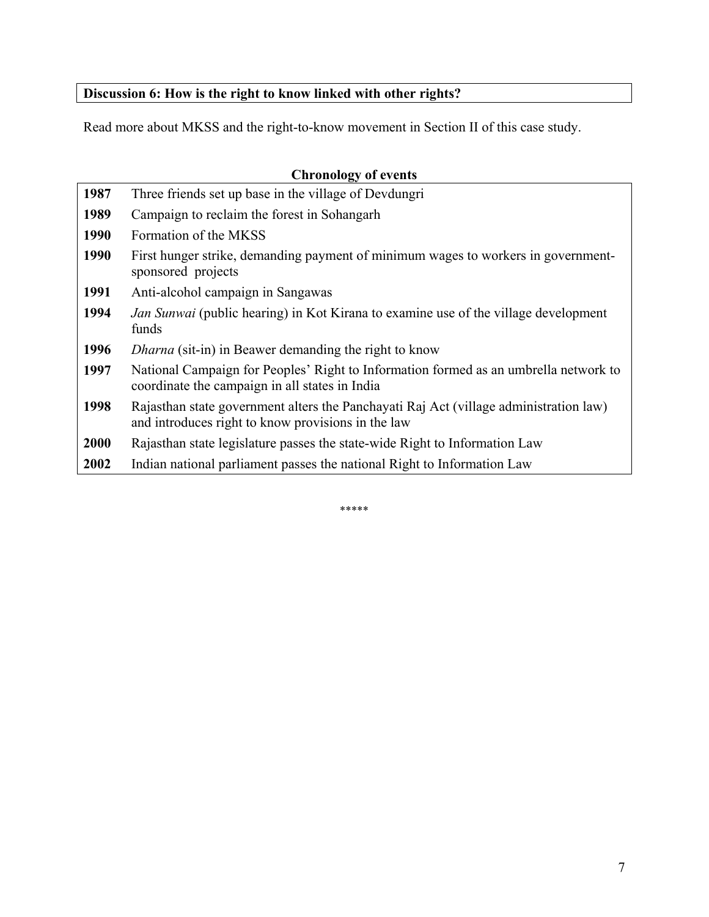**Discussion 6: How is the right to know linked with other rights?**

Read more about MKSS and the right-to-know movement in Section II of this case study.

**Chronology of events**

| | |
|---|---|
| **1987** | Three friends set up base in the village of Devdungri |
| **1989** | Campaign to reclaim the forest in Sohangarh |
| **1990** | Formation of the MKSS |
| **1990** | First hunger strike, demanding payment of minimum wages to workers in government-sponsored projects |
| **1991** | Anti-alcohol campaign in Sangawas |
| **1994** | *Jan Sunwai* (public hearing) in Kot Kirana to examine use of the village development funds |
| **1996** | *Dharna* (sit-in) in Beawer demanding the right to know |
| **1997** | National Campaign for Peoples' Right to Information formed as an umbrella network to coordinate the campaign in all states in India |
| **1998** | Rajasthan state government alters the Panchayati Raj Act (village administration law) and introduces right to know provisions in the law |
| **2000** | Rajasthan state legislature passes the state-wide Right to Information Law |
| **2002** | Indian national parliament passes the national Right to Information Law |

*****